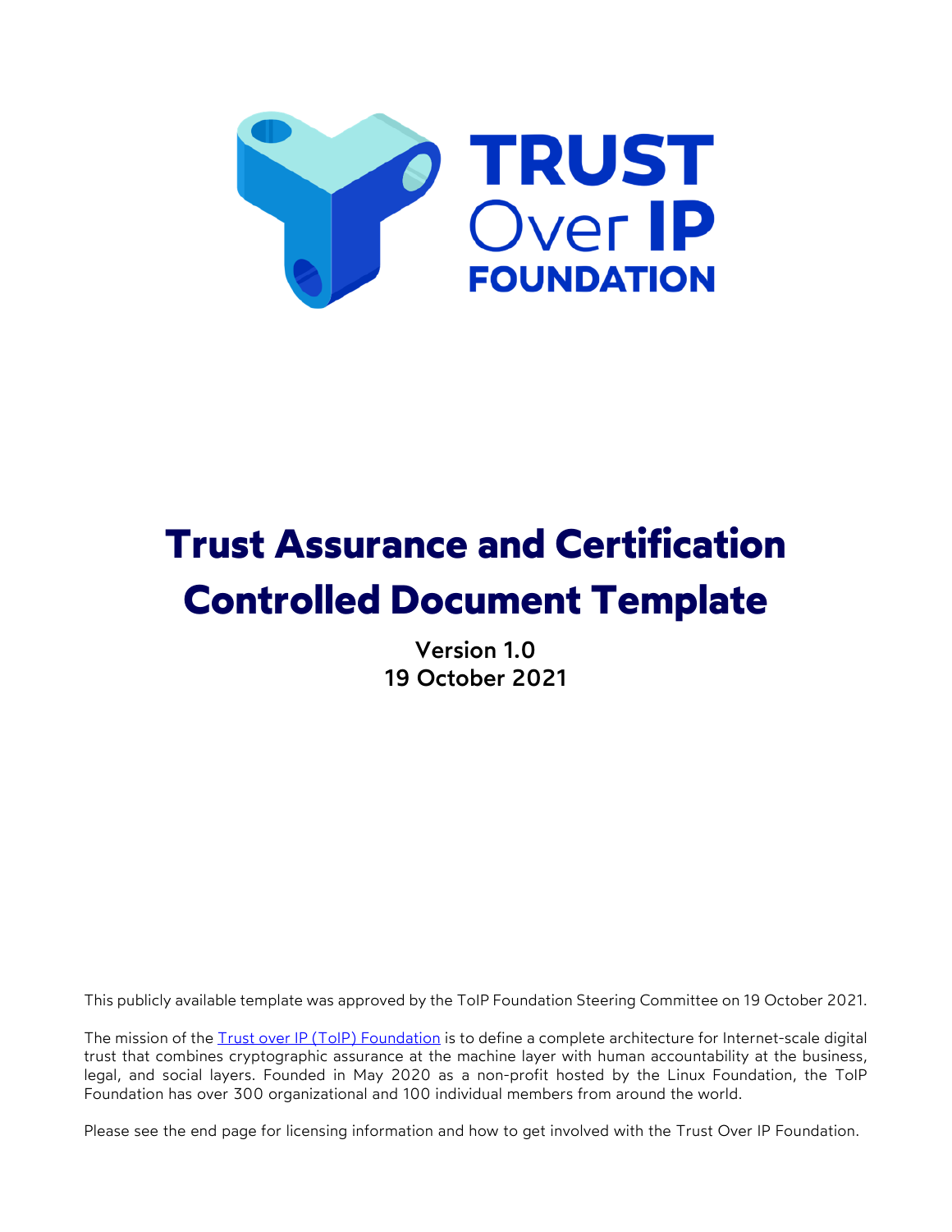# Trust Assurance and Certification Controlled Document Template

**Version 1.0**
**19 October 2021**

This publicly available template was approved by the ToIP Foundation Steering Committee on 19 October 2021.

The mission of the [Trust over IP (ToIP) Foundation](https://trustoverip.org) is to define a complete architecture for Internet-scale digital trust that combines cryptographic assurance at the machine layer with human accountability at the business, legal, and social layers. Founded in May 2020 as a non-profit hosted by the Linux Foundation, the ToIP Foundation has over 300 organizational and 100 individual members from around the world.

Please see the end page for licensing information and how to get involved with the Trust Over IP Foundation.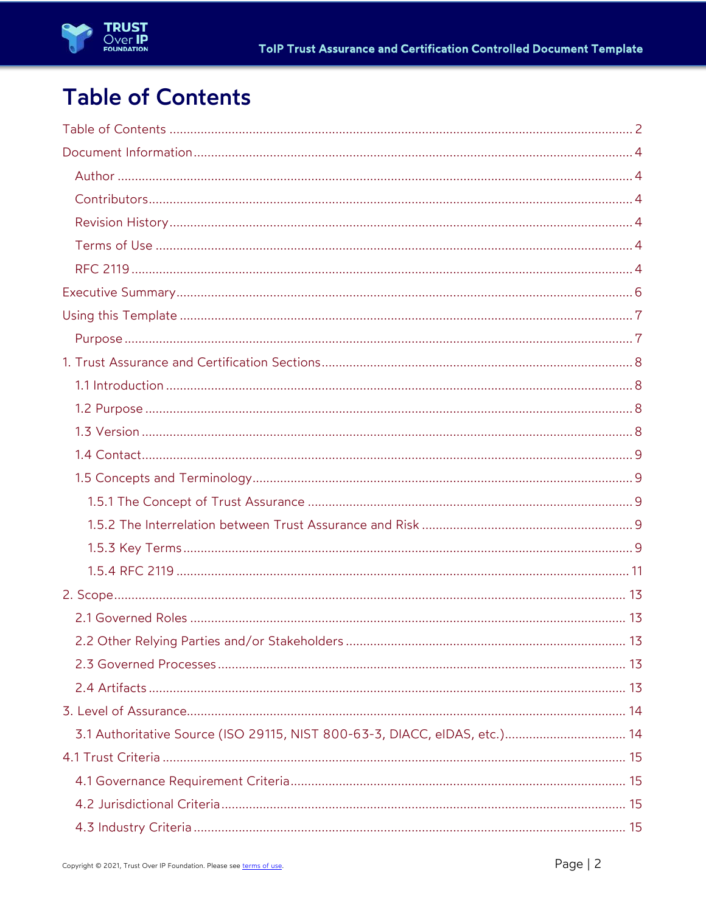# Table of Contents

Table of Contents ............................................................................................................ 2

Document Information ....................................................................................................... 4

- Author ........................................................................................................................ 4
- Contributors ............................................................................................................... 4
- Revision History ......................................................................................................... 4
- Terms of Use .............................................................................................................. 4
- RFC 2119 .................................................................................................................... 4

Executive Summary ........................................................................................................... 6

Using this Template ........................................................................................................... 7

- Purpose ...................................................................................................................... 7

1. Trust Assurance and Certification Sections ................................................................. 8

- 1.1 Introduction ........................................................................................................... 8
- 1.2 Purpose ................................................................................................................. 8
- 1.3 Version .................................................................................................................. 8
- 1.4 Contact .................................................................................................................. 9
- 1.5 Concepts and Terminology ..................................................................................... 9
  - 1.5.1 The Concept of Trust Assurance ....................................................................... 9
  - 1.5.2 The Interrelation between Trust Assurance and Risk ......................................... 9
  - 1.5.3 Key Terms ........................................................................................................ 9
  - 1.5.4 RFC 2119 ......................................................................................................... 11

2. Scope ........................................................................................................................... 13

- 2.1 Governed Roles ..................................................................................................... 13
- 2.2 Other Relying Parties and/or Stakeholders ............................................................ 13
- 2.3 Governed Processes ............................................................................................... 13
- 2.4 Artifacts ................................................................................................................. 13

3. Level of Assurance ........................................................................................................ 14

- 3.1 Authoritative Source (ISO 29115, NIST 800-63-3, DIACC, eIDAS, etc.) ...................... 14

4.1 Trust Criteria .................................................................................................................. 15

- 4.1 Governance Requirement Criteria ........................................................................... 15
- 4.2 Jurisdictional Criteria ............................................................................................. 15
- 4.3 Industry Criteria ..................................................................................................... 15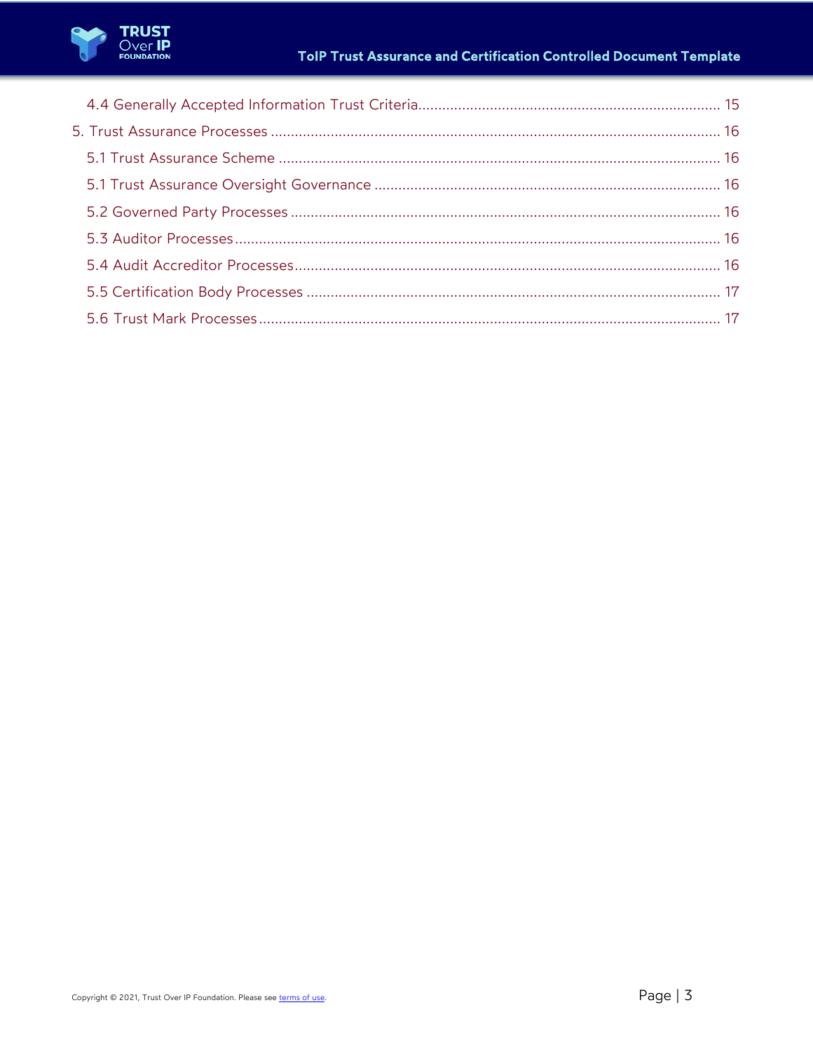4.4 Generally Accepted Information Trust Criteria ........ 15

5. Trust Assurance Processes ........ 16

5.1 Trust Assurance Scheme ........ 16

5.1 Trust Assurance Oversight Governance ........ 16

5.2 Governed Party Processes ........ 16

5.3 Auditor Processes ........ 16

5.4 Audit Accreditor Processes ........ 16

5.5 Certification Body Processes ........ 17

5.6 Trust Mark Processes ........ 17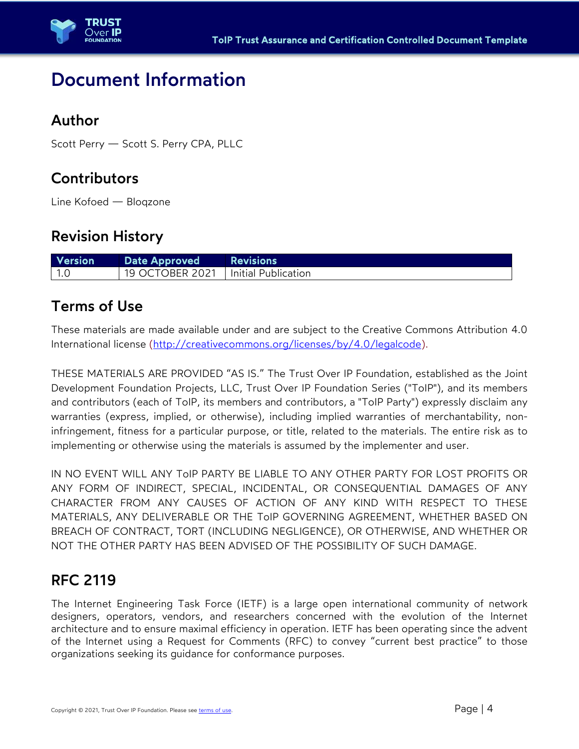# Document Information

## Author

Scott Perry — Scott S. Perry CPA, PLLC

## Contributors

Line Kofoed — Bloqzone

## Revision History

| Version | Date Approved | Revisions |
|---|---|---|
| 1.0 | 19 OCTOBER 2021 | Initial Publication |

## Terms of Use

These materials are made available under and are subject to the Creative Commons Attribution 4.0 International license (http://creativecommons.org/licenses/by/4.0/legalcode).

THESE MATERIALS ARE PROVIDED "AS IS." The Trust Over IP Foundation, established as the Joint Development Foundation Projects, LLC, Trust Over IP Foundation Series ("ToIP"), and its members and contributors (each of ToIP, its members and contributors, a "ToIP Party") expressly disclaim any warranties (express, implied, or otherwise), including implied warranties of merchantability, non-infringement, fitness for a particular purpose, or title, related to the materials. The entire risk as to implementing or otherwise using the materials is assumed by the implementer and user.

IN NO EVENT WILL ANY ToIP PARTY BE LIABLE TO ANY OTHER PARTY FOR LOST PROFITS OR ANY FORM OF INDIRECT, SPECIAL, INCIDENTAL, OR CONSEQUENTIAL DAMAGES OF ANY CHARACTER FROM ANY CAUSES OF ACTION OF ANY KIND WITH RESPECT TO THESE MATERIALS, ANY DELIVERABLE OR THE ToIP GOVERNING AGREEMENT, WHETHER BASED ON BREACH OF CONTRACT, TORT (INCLUDING NEGLIGENCE), OR OTHERWISE, AND WHETHER OR NOT THE OTHER PARTY HAS BEEN ADVISED OF THE POSSIBILITY OF SUCH DAMAGE.

## RFC 2119

The Internet Engineering Task Force (IETF) is a large open international community of network designers, operators, vendors, and researchers concerned with the evolution of the Internet architecture and to ensure maximal efficiency in operation. IETF has been operating since the advent of the Internet using a Request for Comments (RFC) to convey "current best practice" to those organizations seeking its guidance for conformance purposes.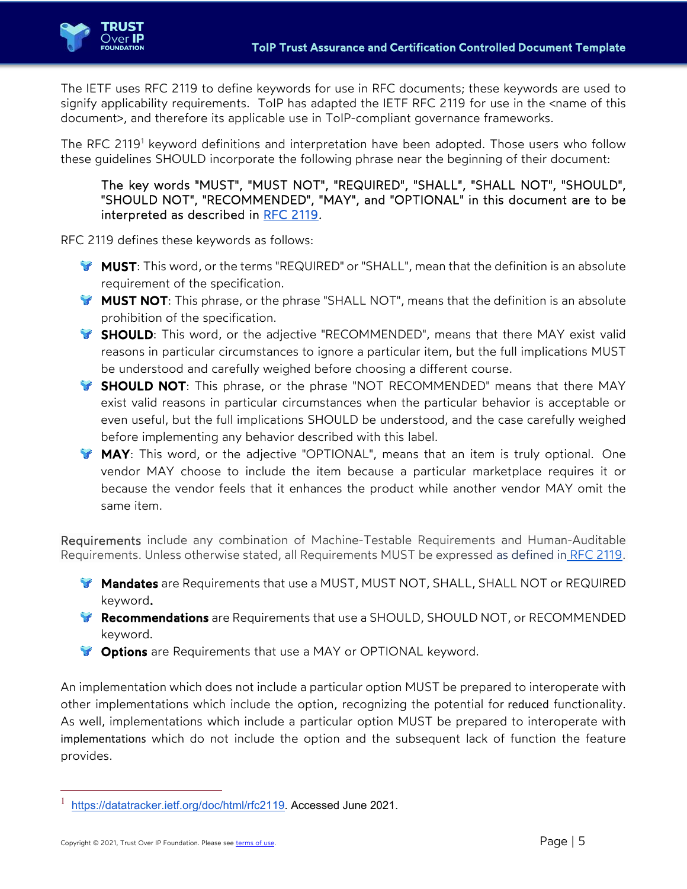The IETF uses RFC 2119 to define keywords for use in RFC documents; these keywords are used to signify applicability requirements. ToIP has adapted the IETF RFC 2119 for use in the <name of this document>, and therefore its applicable use in ToIP-compliant governance frameworks.

The RFC 2119[1] keyword definitions and interpretation have been adopted. Those users who follow these guidelines SHOULD incorporate the following phrase near the beginning of their document:

> The key words "MUST", "MUST NOT", "REQUIRED", "SHALL", "SHALL NOT", "SHOULD", "SHOULD NOT", "RECOMMENDED", "MAY", and "OPTIONAL" in this document are to be interpreted as described in RFC 2119.

RFC 2119 defines these keywords as follows:

- **MUST**: This word, or the terms "REQUIRED" or "SHALL", mean that the definition is an absolute requirement of the specification.
- **MUST NOT**: This phrase, or the phrase "SHALL NOT", means that the definition is an absolute prohibition of the specification.
- **SHOULD**: This word, or the adjective "RECOMMENDED", means that there MAY exist valid reasons in particular circumstances to ignore a particular item, but the full implications MUST be understood and carefully weighed before choosing a different course.
- **SHOULD NOT**: This phrase, or the phrase "NOT RECOMMENDED" means that there MAY exist valid reasons in particular circumstances when the particular behavior is acceptable or even useful, but the full implications SHOULD be understood, and the case carefully weighed before implementing any behavior described with this label.
- **MAY**: This word, or the adjective "OPTIONAL", means that an item is truly optional. One vendor MAY choose to include the item because a particular marketplace requires it or because the vendor feels that it enhances the product while another vendor MAY omit the same item.

Requirements include any combination of Machine-Testable Requirements and Human-Auditable Requirements. Unless otherwise stated, all Requirements MUST be expressed as defined in RFC 2119.

- **Mandates** are Requirements that use a MUST, MUST NOT, SHALL, SHALL NOT or REQUIRED keyword.
- **Recommendations** are Requirements that use a SHOULD, SHOULD NOT, or RECOMMENDED keyword.
- **Options** are Requirements that use a MAY or OPTIONAL keyword.

An implementation which does not include a particular option MUST be prepared to interoperate with other implementations which include the option, recognizing the potential for reduced functionality. As well, implementations which include a particular option MUST be prepared to interoperate with implementations which do not include the option and the subsequent lack of function the feature provides.

---

[1] https://datatracker.ietf.org/doc/html/rfc2119. Accessed June 2021.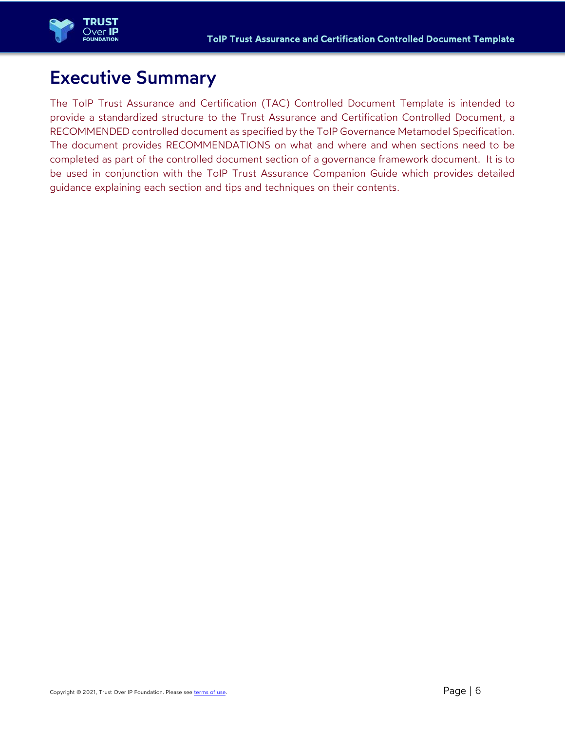# Executive Summary

The ToIP Trust Assurance and Certification (TAC) Controlled Document Template is intended to provide a standardized structure to the Trust Assurance and Certification Controlled Document, a RECOMMENDED controlled document as specified by the ToIP Governance Metamodel Specification. The document provides RECOMMENDATIONS on what and where and when sections need to be completed as part of the controlled document section of a governance framework document. It is to be used in conjunction with the ToIP Trust Assurance Companion Guide which provides detailed guidance explaining each section and tips and techniques on their contents.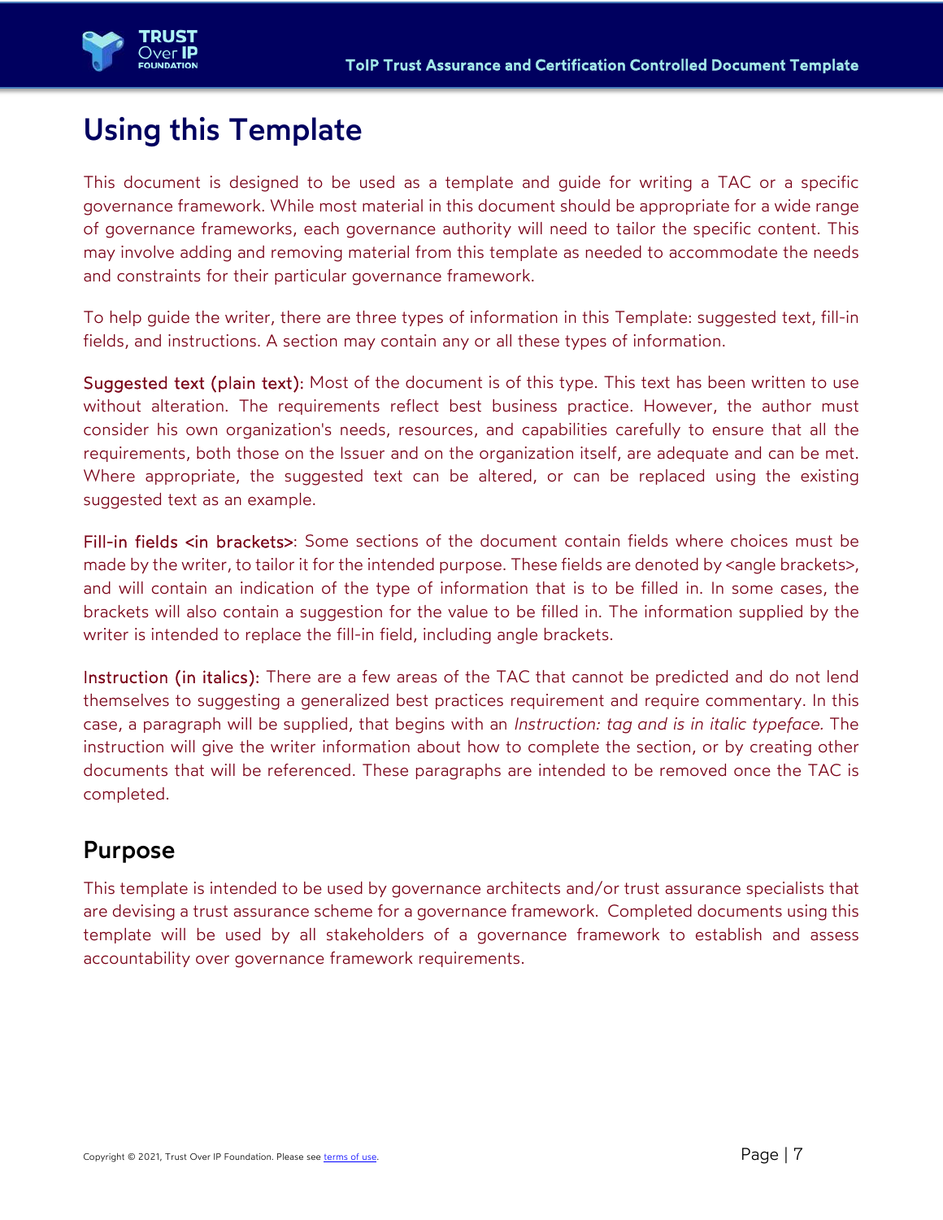# Using this Template

This document is designed to be used as a template and guide for writing a TAC or a specific governance framework. While most material in this document should be appropriate for a wide range of governance frameworks, each governance authority will need to tailor the specific content. This may involve adding and removing material from this template as needed to accommodate the needs and constraints for their particular governance framework.

To help guide the writer, there are three types of information in this Template: suggested text, fill-in fields, and instructions. A section may contain any or all these types of information.

Suggested text (plain text): Most of the document is of this type. This text has been written to use without alteration. The requirements reflect best business practice. However, the author must consider his own organization's needs, resources, and capabilities carefully to ensure that all the requirements, both those on the Issuer and on the organization itself, are adequate and can be met. Where appropriate, the suggested text can be altered, or can be replaced using the existing suggested text as an example.

Fill-in fields <in brackets>: Some sections of the document contain fields where choices must be made by the writer, to tailor it for the intended purpose. These fields are denoted by <angle brackets>, and will contain an indication of the type of information that is to be filled in. In some cases, the brackets will also contain a suggestion for the value to be filled in. The information supplied by the writer is intended to replace the fill-in field, including angle brackets.

Instruction (in italics): There are a few areas of the TAC that cannot be predicted and do not lend themselves to suggesting a generalized best practices requirement and require commentary. In this case, a paragraph will be supplied, that begins with an *Instruction: tag and is in italic typeface.* The instruction will give the writer information about how to complete the section, or by creating other documents that will be referenced. These paragraphs are intended to be removed once the TAC is completed.

## Purpose

This template is intended to be used by governance architects and/or trust assurance specialists that are devising a trust assurance scheme for a governance framework. Completed documents using this template will be used by all stakeholders of a governance framework to establish and assess accountability over governance framework requirements.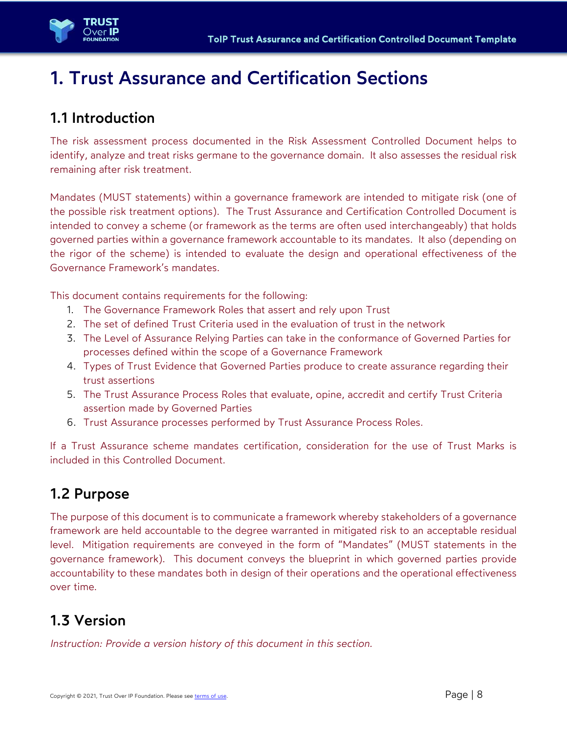# 1. Trust Assurance and Certification Sections

## 1.1 Introduction

The risk assessment process documented in the Risk Assessment Controlled Document helps to identify, analyze and treat risks germane to the governance domain. It also assesses the residual risk remaining after risk treatment.

Mandates (MUST statements) within a governance framework are intended to mitigate risk (one of the possible risk treatment options). The Trust Assurance and Certification Controlled Document is intended to convey a scheme (or framework as the terms are often used interchangeably) that holds governed parties within a governance framework accountable to its mandates. It also (depending on the rigor of the scheme) is intended to evaluate the design and operational effectiveness of the Governance Framework's mandates.

This document contains requirements for the following:

1. The Governance Framework Roles that assert and rely upon Trust
2. The set of defined Trust Criteria used in the evaluation of trust in the network
3. The Level of Assurance Relying Parties can take in the conformance of Governed Parties for processes defined within the scope of a Governance Framework
4. Types of Trust Evidence that Governed Parties produce to create assurance regarding their trust assertions
5. The Trust Assurance Process Roles that evaluate, opine, accredit and certify Trust Criteria assertion made by Governed Parties
6. Trust Assurance processes performed by Trust Assurance Process Roles.

If a Trust Assurance scheme mandates certification, consideration for the use of Trust Marks is included in this Controlled Document.

## 1.2 Purpose

The purpose of this document is to communicate a framework whereby stakeholders of a governance framework are held accountable to the degree warranted in mitigated risk to an acceptable residual level. Mitigation requirements are conveyed in the form of "Mandates" (MUST statements in the governance framework). This document conveys the blueprint in which governed parties provide accountability to these mandates both in design of their operations and the operational effectiveness over time.

## 1.3 Version

*Instruction: Provide a version history of this document in this section.*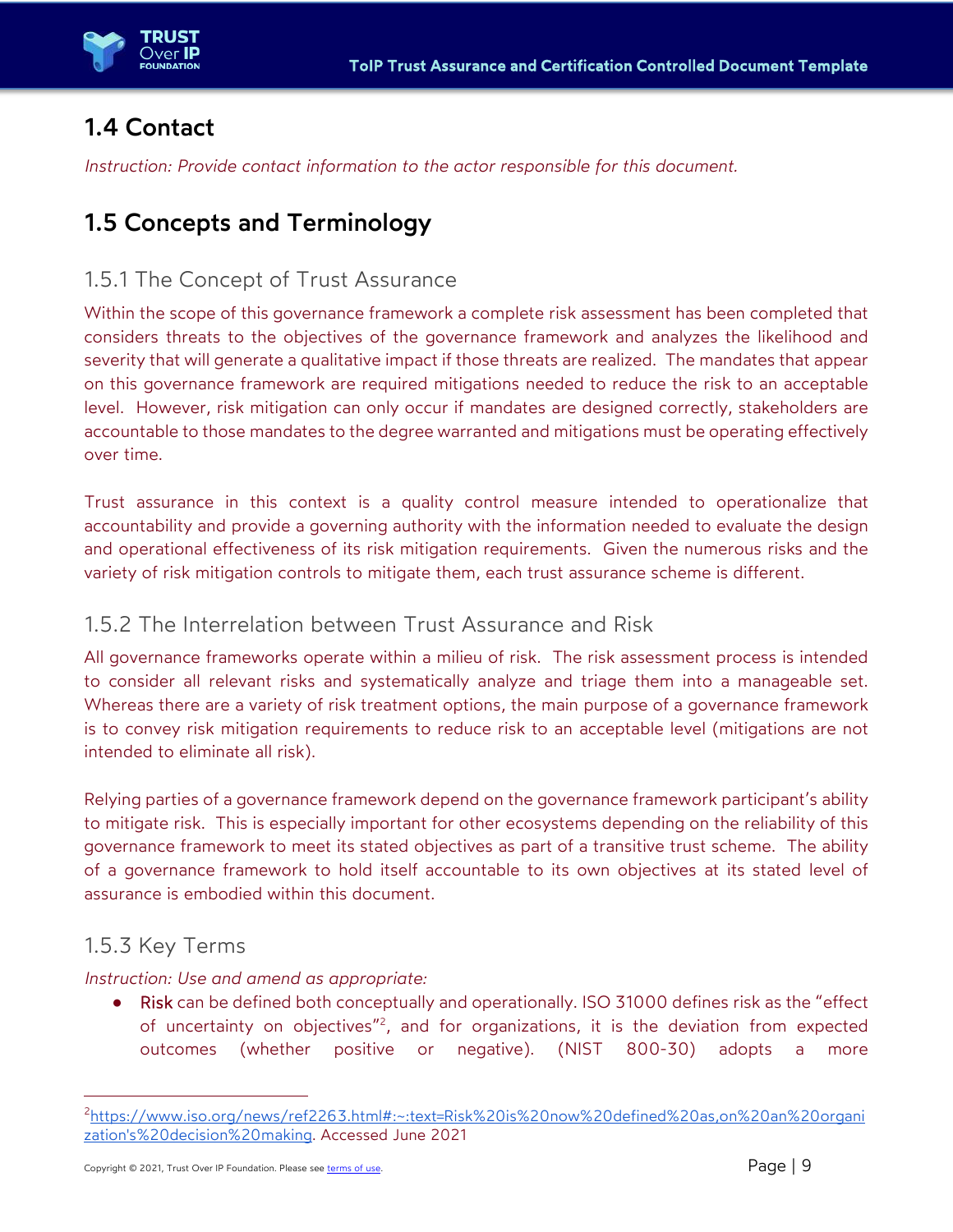## 1.4 Contact

*Instruction: Provide contact information to the actor responsible for this document.*

## 1.5 Concepts and Terminology

### 1.5.1 The Concept of Trust Assurance

Within the scope of this governance framework a complete risk assessment has been completed that considers threats to the objectives of the governance framework and analyzes the likelihood and severity that will generate a qualitative impact if those threats are realized. The mandates that appear on this governance framework are required mitigations needed to reduce the risk to an acceptable level. However, risk mitigation can only occur if mandates are designed correctly, stakeholders are accountable to those mandates to the degree warranted and mitigations must be operating effectively over time.

Trust assurance in this context is a quality control measure intended to operationalize that accountability and provide a governing authority with the information needed to evaluate the design and operational effectiveness of its risk mitigation requirements. Given the numerous risks and the variety of risk mitigation controls to mitigate them, each trust assurance scheme is different.

### 1.5.2 The Interrelation between Trust Assurance and Risk

All governance frameworks operate within a milieu of risk. The risk assessment process is intended to consider all relevant risks and systematically analyze and triage them into a manageable set. Whereas there are a variety of risk treatment options, the main purpose of a governance framework is to convey risk mitigation requirements to reduce risk to an acceptable level (mitigations are not intended to eliminate all risk).

Relying parties of a governance framework depend on the governance framework participant's ability to mitigate risk. This is especially important for other ecosystems depending on the reliability of this governance framework to meet its stated objectives as part of a transitive trust scheme. The ability of a governance framework to hold itself accountable to its own objectives at its stated level of assurance is embodied within this document.

### 1.5.3 Key Terms

*Instruction: Use and amend as appropriate:*

- Risk can be defined both conceptually and operationally. ISO 31000 defines risk as the "effect of uncertainty on objectives"[2], and for organizations, it is the deviation from expected outcomes (whether positive or negative). (NIST 800-30) adopts a more

---

[2] https://www.iso.org/news/ref2263.html#:~:text=Risk%20is%20now%20defined%20as,on%20an%20organization's%20decision%20making. Accessed June 2021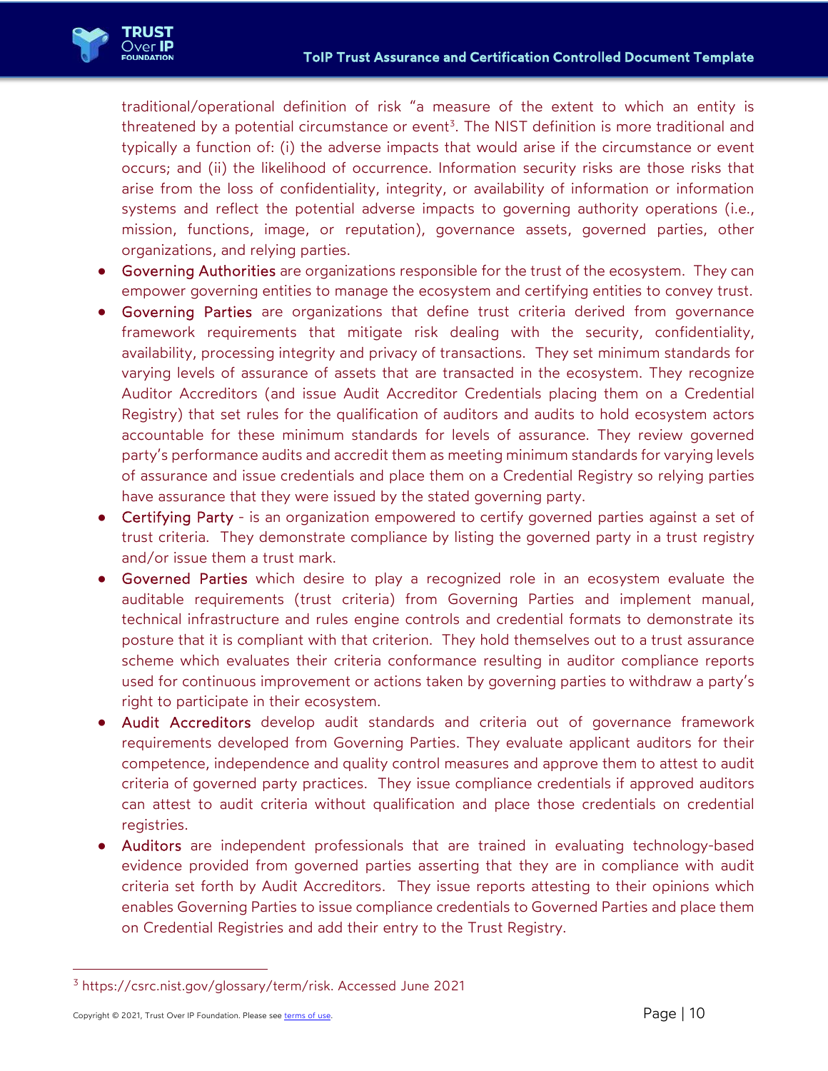traditional/operational definition of risk “a measure of the extent to which an entity is threatened by a potential circumstance or event[3]. The NIST definition is more traditional and typically a function of: (i) the adverse impacts that would arise if the circumstance or event occurs; and (ii) the likelihood of occurrence. Information security risks are those risks that arise from the loss of confidentiality, integrity, or availability of information or information systems and reflect the potential adverse impacts to governing authority operations (i.e., mission, functions, image, or reputation), governance assets, governed parties, other organizations, and relying parties.

- Governing Authorities are organizations responsible for the trust of the ecosystem. They can empower governing entities to manage the ecosystem and certifying entities to convey trust.
- Governing Parties are organizations that define trust criteria derived from governance framework requirements that mitigate risk dealing with the security, confidentiality, availability, processing integrity and privacy of transactions. They set minimum standards for varying levels of assurance of assets that are transacted in the ecosystem. They recognize Auditor Accreditors (and issue Audit Accreditor Credentials placing them on a Credential Registry) that set rules for the qualification of auditors and audits to hold ecosystem actors accountable for these minimum standards for levels of assurance. They review governed party’s performance audits and accredit them as meeting minimum standards for varying levels of assurance and issue credentials and place them on a Credential Registry so relying parties have assurance that they were issued by the stated governing party.
- Certifying Party - is an organization empowered to certify governed parties against a set of trust criteria. They demonstrate compliance by listing the governed party in a trust registry and/or issue them a trust mark.
- Governed Parties which desire to play a recognized role in an ecosystem evaluate the auditable requirements (trust criteria) from Governing Parties and implement manual, technical infrastructure and rules engine controls and credential formats to demonstrate its posture that it is compliant with that criterion. They hold themselves out to a trust assurance scheme which evaluates their criteria conformance resulting in auditor compliance reports used for continuous improvement or actions taken by governing parties to withdraw a party’s right to participate in their ecosystem.
- Audit Accreditors develop audit standards and criteria out of governance framework requirements developed from Governing Parties. They evaluate applicant auditors for their competence, independence and quality control measures and approve them to attest to audit criteria of governed party practices. They issue compliance credentials if approved auditors can attest to audit criteria without qualification and place those credentials on credential registries.
- Auditors are independent professionals that are trained in evaluating technology-based evidence provided from governed parties asserting that they are in compliance with audit criteria set forth by Audit Accreditors. They issue reports attesting to their opinions which enables Governing Parties to issue compliance credentials to Governed Parties and place them on Credential Registries and add their entry to the Trust Registry.

[3] https://csrc.nist.gov/glossary/term/risk. Accessed June 2021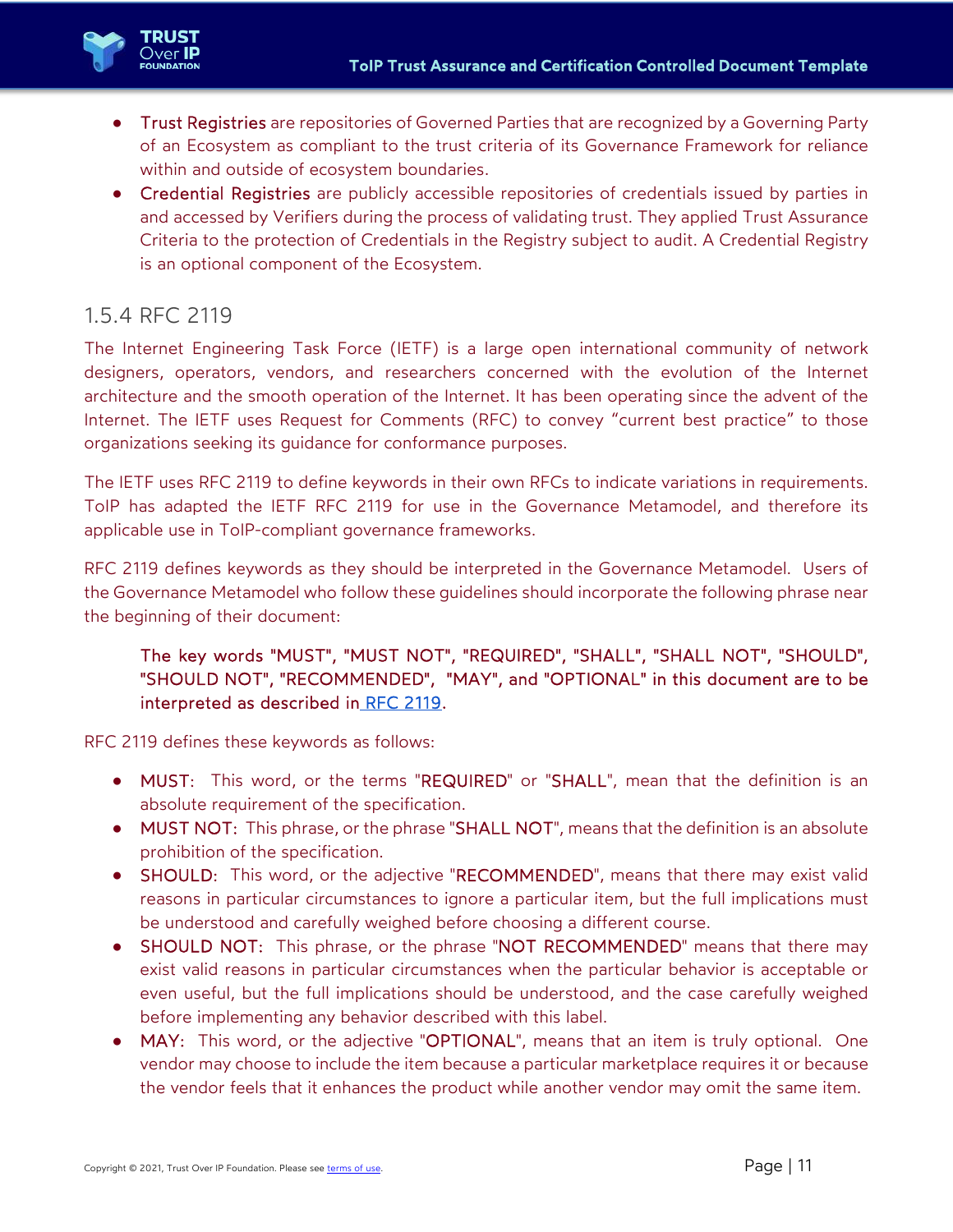- **Trust Registries** are repositories of Governed Parties that are recognized by a Governing Party of an Ecosystem as compliant to the trust criteria of its Governance Framework for reliance within and outside of ecosystem boundaries.
- **Credential Registries** are publicly accessible repositories of credentials issued by parties in and accessed by Verifiers during the process of validating trust. They applied Trust Assurance Criteria to the protection of Credentials in the Registry subject to audit. A Credential Registry is an optional component of the Ecosystem.

### 1.5.4 RFC 2119

The Internet Engineering Task Force (IETF) is a large open international community of network designers, operators, vendors, and researchers concerned with the evolution of the Internet architecture and the smooth operation of the Internet. It has been operating since the advent of the Internet. The IETF uses Request for Comments (RFC) to convey "current best practice" to those organizations seeking its guidance for conformance purposes.

The IETF uses RFC 2119 to define keywords in their own RFCs to indicate variations in requirements. ToIP has adapted the IETF RFC 2119 for use in the Governance Metamodel, and therefore its applicable use in ToIP-compliant governance frameworks.

RFC 2119 defines keywords as they should be interpreted in the Governance Metamodel. Users of the Governance Metamodel who follow these guidelines should incorporate the following phrase near the beginning of their document:

> **The key words "MUST", "MUST NOT", "REQUIRED", "SHALL", "SHALL NOT", "SHOULD", "SHOULD NOT", "RECOMMENDED", "MAY", and "OPTIONAL" in this document are to be interpreted as described in [RFC 2119](https://www.rfc-editor.org/rfc/rfc2119).**

RFC 2119 defines these keywords as follows:

- **MUST**: This word, or the terms "**REQUIRED**" or "**SHALL**", mean that the definition is an absolute requirement of the specification.
- **MUST NOT**: This phrase, or the phrase "**SHALL NOT**", means that the definition is an absolute prohibition of the specification.
- **SHOULD**: This word, or the adjective "**RECOMMENDED**", means that there may exist valid reasons in particular circumstances to ignore a particular item, but the full implications must be understood and carefully weighed before choosing a different course.
- **SHOULD NOT**: This phrase, or the phrase "**NOT RECOMMENDED**" means that there may exist valid reasons in particular circumstances when the particular behavior is acceptable or even useful, but the full implications should be understood, and the case carefully weighed before implementing any behavior described with this label.
- **MAY**: This word, or the adjective "**OPTIONAL**", means that an item is truly optional. One vendor may choose to include the item because a particular marketplace requires it or because the vendor feels that it enhances the product while another vendor may omit the same item.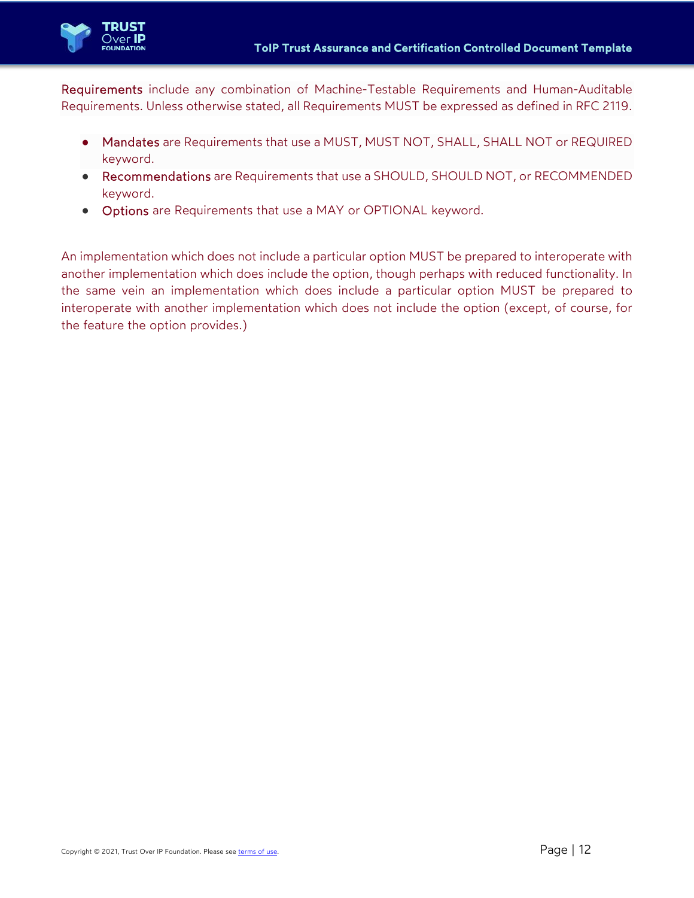**Requirements** include any combination of Machine-Testable Requirements and Human-Auditable Requirements. Unless otherwise stated, all Requirements MUST be expressed as defined in RFC 2119.

- **Mandates** are Requirements that use a MUST, MUST NOT, SHALL, SHALL NOT or REQUIRED keyword.
- **Recommendations** are Requirements that use a SHOULD, SHOULD NOT, or RECOMMENDED keyword.
- **Options** are Requirements that use a MAY or OPTIONAL keyword.

An implementation which does not include a particular option MUST be prepared to interoperate with another implementation which does include the option, though perhaps with reduced functionality. In the same vein an implementation which does include a particular option MUST be prepared to interoperate with another implementation which does not include the option (except, of course, for the feature the option provides.)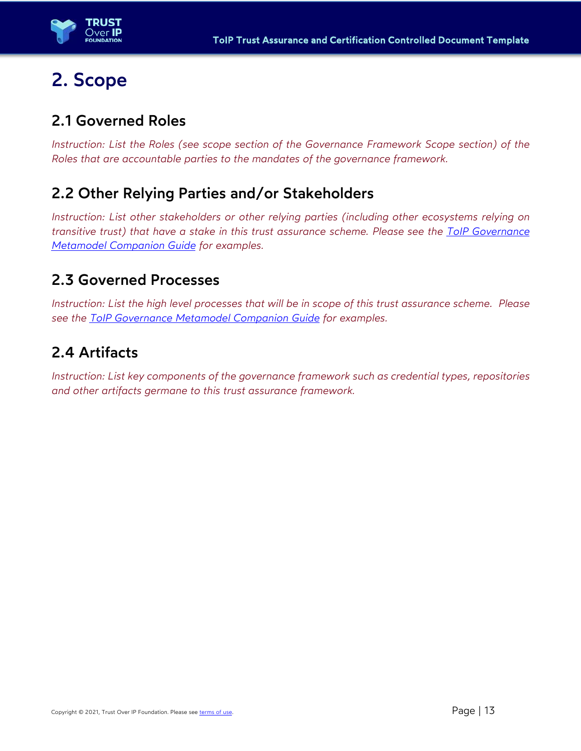# 2. Scope

## 2.1 Governed Roles

*Instruction: List the Roles (see scope section of the Governance Framework Scope section) of the Roles that are accountable parties to the mandates of the governance framework.*

## 2.2 Other Relying Parties and/or Stakeholders

*Instruction: List other stakeholders or other relying parties (including other ecosystems relying on transitive trust) that have a stake in this trust assurance scheme. Please see the ToIP Governance Metamodel Companion Guide for examples.*

## 2.3 Governed Processes

*Instruction: List the high level processes that will be in scope of this trust assurance scheme. Please see the ToIP Governance Metamodel Companion Guide for examples.*

## 2.4 Artifacts

*Instruction: List key components of the governance framework such as credential types, repositories and other artifacts germane to this trust assurance framework.*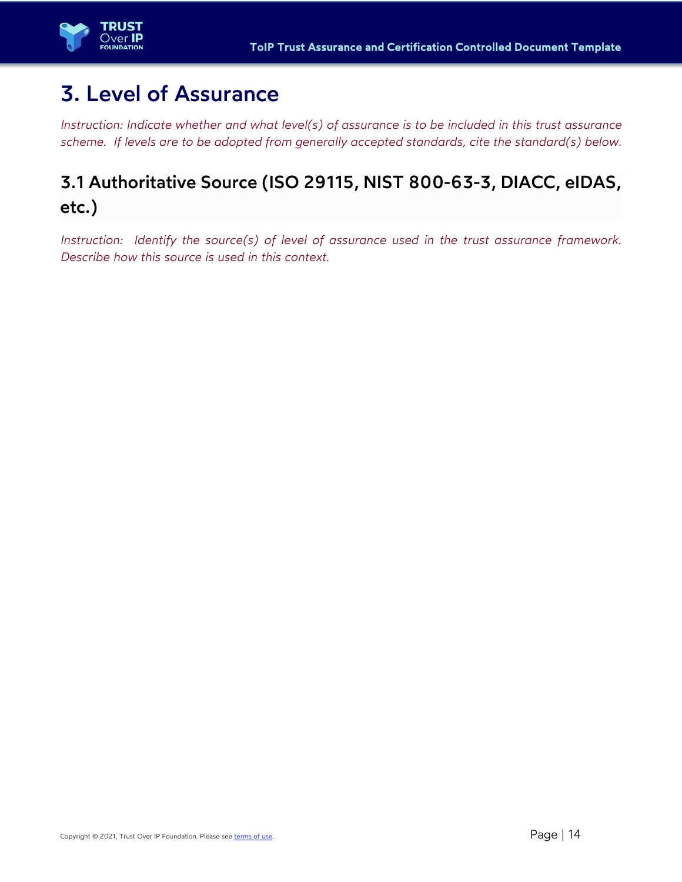# 3. Level of Assurance

*Instruction: Indicate whether and what level(s) of assurance is to be included in this trust assurance scheme. If levels are to be adopted from generally accepted standards, cite the standard(s) below.*

## 3.1 Authoritative Source (ISO 29115, NIST 800-63-3, DIACC, eIDAS, etc.)

*Instruction: Identify the source(s) of level of assurance used in the trust assurance framework. Describe how this source is used in this context.*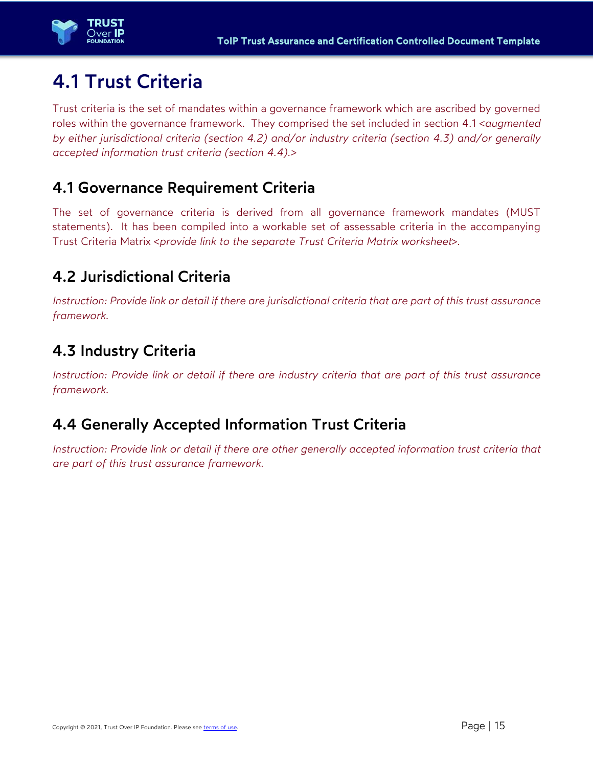# 4.1 Trust Criteria

Trust criteria is the set of mandates within a governance framework which are ascribed by governed roles within the governance framework. They comprised the set included in section 4.1 <*augmented by either jurisdictional criteria (section 4.2) and/or industry criteria (section 4.3) and/or generally accepted information trust criteria (section 4.4).*>

## 4.1 Governance Requirement Criteria

The set of governance criteria is derived from all governance framework mandates (MUST statements). It has been compiled into a workable set of assessable criteria in the accompanying Trust Criteria Matrix <*provide link to the separate Trust Criteria Matrix worksheet*>.

## 4.2 Jurisdictional Criteria

*Instruction: Provide link or detail if there are jurisdictional criteria that are part of this trust assurance framework.*

## 4.3 Industry Criteria

*Instruction: Provide link or detail if there are industry criteria that are part of this trust assurance framework.*

## 4.4 Generally Accepted Information Trust Criteria

*Instruction: Provide link or detail if there are other generally accepted information trust criteria that are part of this trust assurance framework.*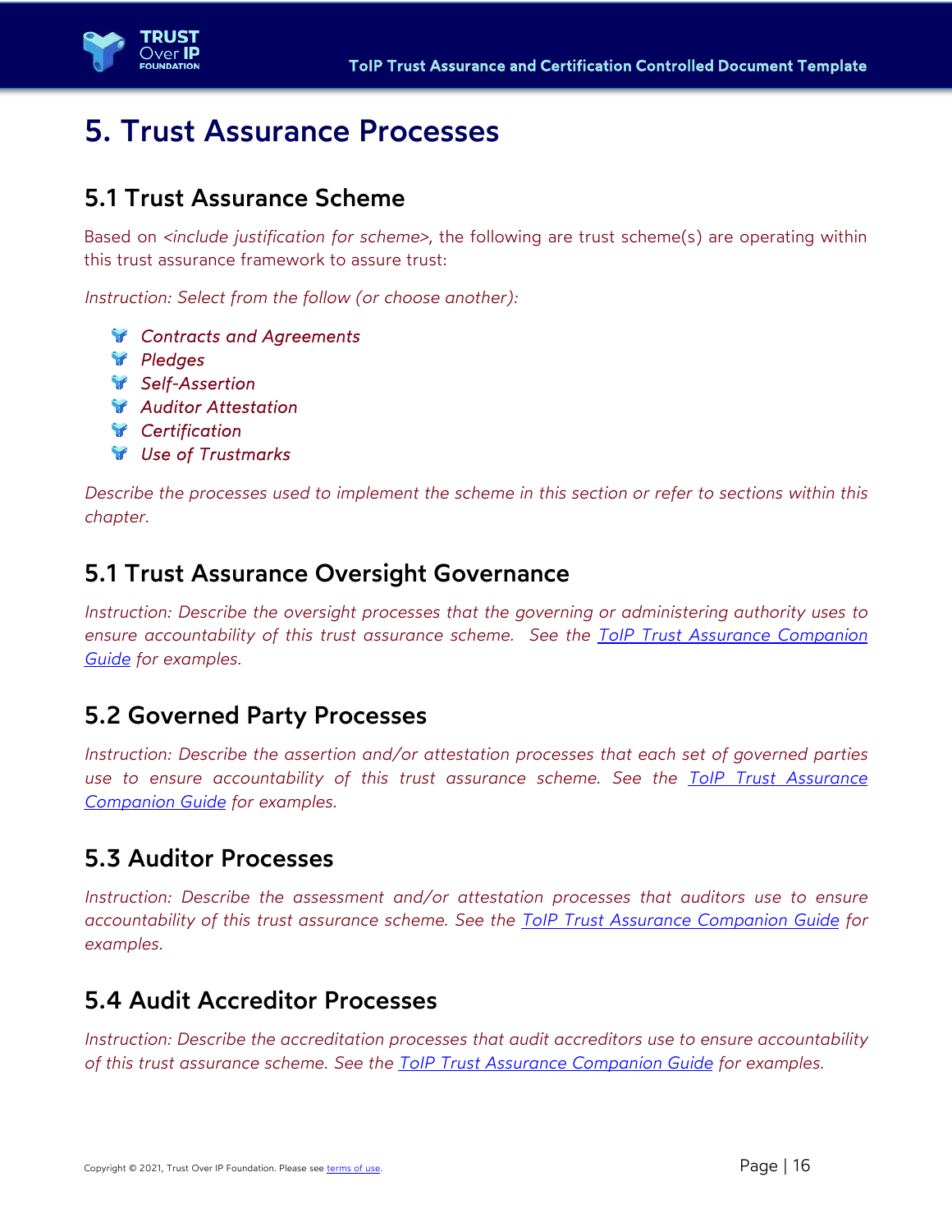# 5. Trust Assurance Processes

## 5.1 Trust Assurance Scheme

Based on *<include justification for scheme>*, the following are trust scheme(s) are operating within this trust assurance framework to assure trust:

*Instruction: Select from the follow (or choose another):*

- *Contracts and Agreements*
- *Pledges*
- *Self-Assertion*
- *Auditor Attestation*
- *Certification*
- *Use of Trustmarks*

*Describe the processes used to implement the scheme in this section or refer to sections within this chapter.*

## 5.1 Trust Assurance Oversight Governance

*Instruction: Describe the oversight processes that the governing or administering authority uses to ensure accountability of this trust assurance scheme. See the [ToIP Trust Assurance Companion Guide]() for examples.*

## 5.2 Governed Party Processes

*Instruction: Describe the assertion and/or attestation processes that each set of governed parties use to ensure accountability of this trust assurance scheme. See the [ToIP Trust Assurance Companion Guide]() for examples.*

## 5.3 Auditor Processes

*Instruction: Describe the assessment and/or attestation processes that auditors use to ensure accountability of this trust assurance scheme. See the [ToIP Trust Assurance Companion Guide]() for examples.*

## 5.4 Audit Accreditor Processes

*Instruction: Describe the accreditation processes that audit accreditors use to ensure accountability of this trust assurance scheme. See the [ToIP Trust Assurance Companion Guide]() for examples.*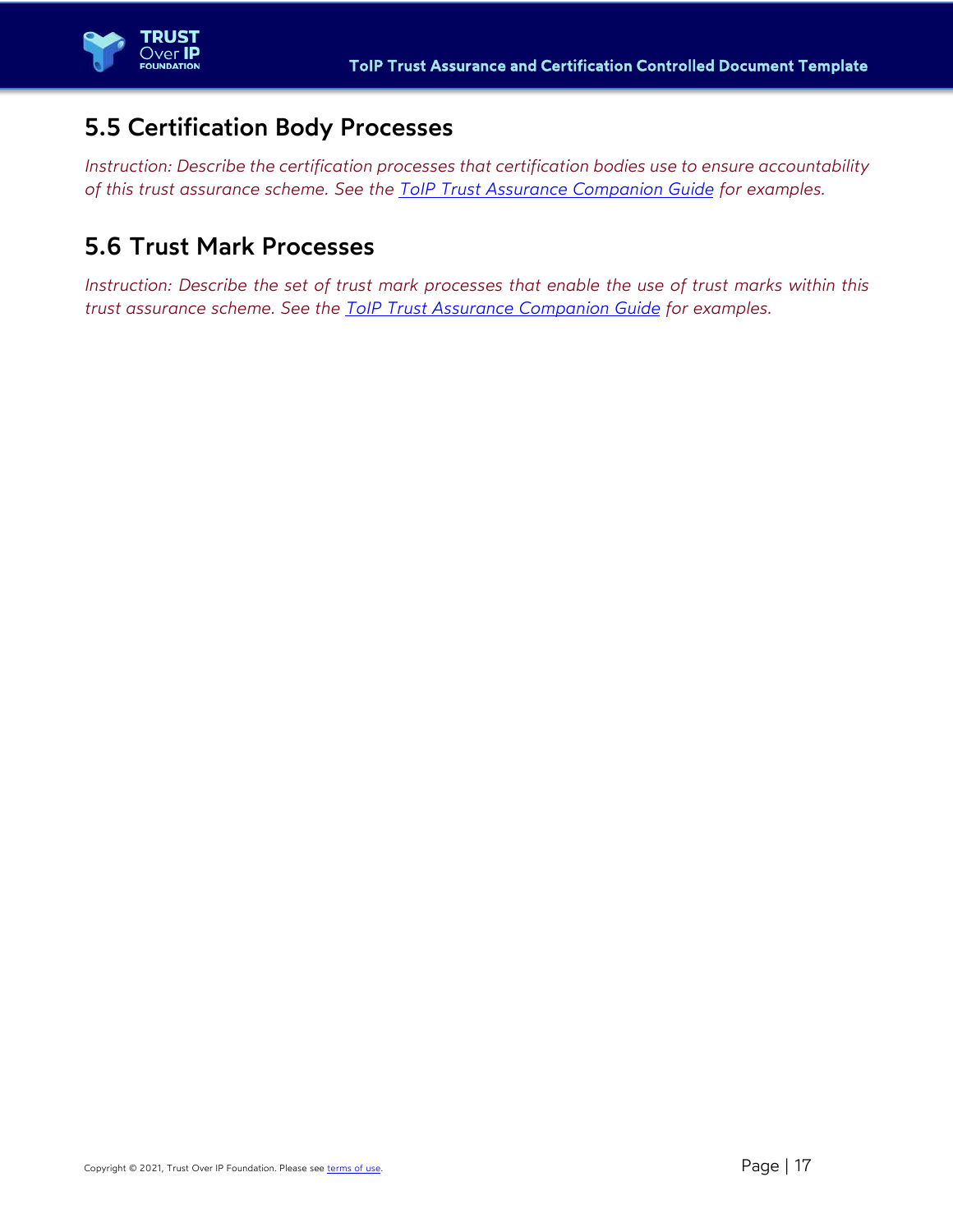## 5.5 Certification Body Processes

*Instruction: Describe the certification processes that certification bodies use to ensure accountability of this trust assurance scheme. See the ToIP Trust Assurance Companion Guide for examples.*

## 5.6 Trust Mark Processes

*Instruction: Describe the set of trust mark processes that enable the use of trust marks within this trust assurance scheme. See the ToIP Trust Assurance Companion Guide for examples.*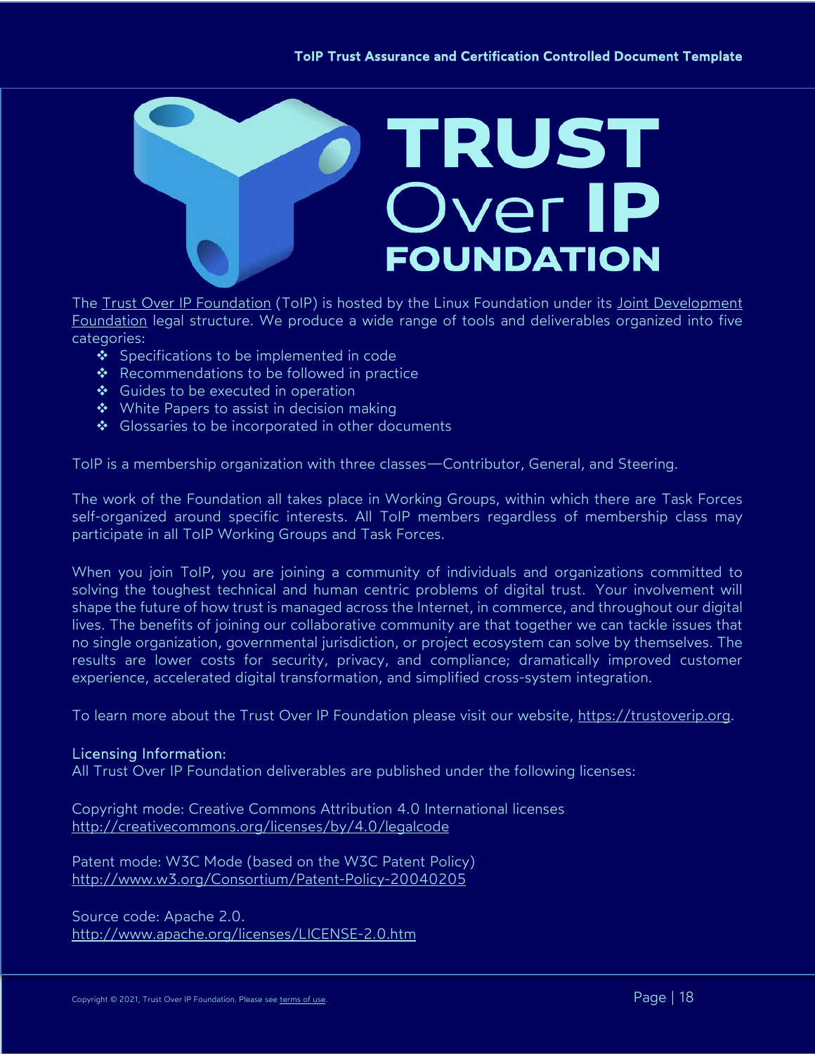The [Trust Over IP Foundation](https://trustoverip.org) (ToIP) is hosted by the Linux Foundation under its [Joint Development Foundation](https://www.jointdevelopment.org) legal structure. We produce a wide range of tools and deliverables organized into five categories:

- Specifications to be implemented in code
- Recommendations to be followed in practice
- Guides to be executed in operation
- White Papers to assist in decision making
- Glossaries to be incorporated in other documents

ToIP is a membership organization with three classes—Contributor, General, and Steering.

The work of the Foundation all takes place in Working Groups, within which there are Task Forces self-organized around specific interests. All ToIP members regardless of membership class may participate in all ToIP Working Groups and Task Forces.

When you join ToIP, you are joining a community of individuals and organizations committed to solving the toughest technical and human centric problems of digital trust. Your involvement will shape the future of how trust is managed across the Internet, in commerce, and throughout our digital lives. The benefits of joining our collaborative community are that together we can tackle issues that no single organization, governmental jurisdiction, or project ecosystem can solve by themselves. The results are lower costs for security, privacy, and compliance; dramatically improved customer experience, accelerated digital transformation, and simplified cross-system integration.

To learn more about the Trust Over IP Foundation please visit our website, https://trustoverip.org.

Licensing Information:
All Trust Over IP Foundation deliverables are published under the following licenses:

Copyright mode: Creative Commons Attribution 4.0 International licenses
http://creativecommons.org/licenses/by/4.0/legalcode

Patent mode: W3C Mode (based on the W3C Patent Policy)
http://www.w3.org/Consortium/Patent-Policy-20040205

Source code: Apache 2.0.
http://www.apache.org/licenses/LICENSE-2.0.htm